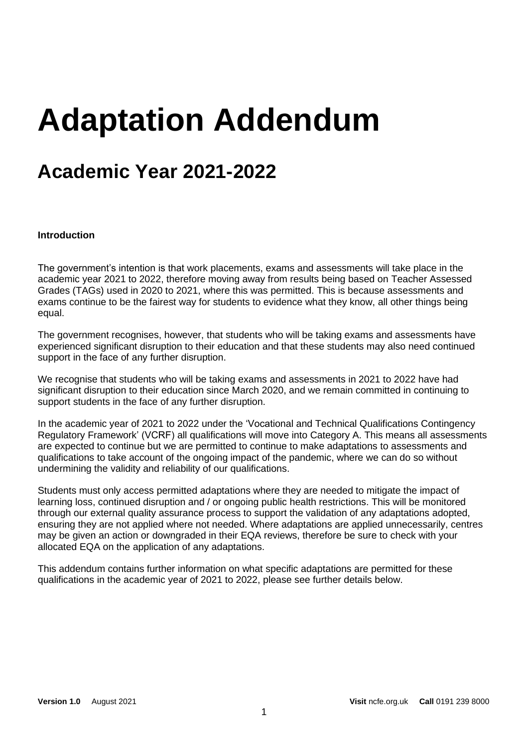# Adaptation Addendum

## Academic Year 2021-2022

**Introduction**

The government's intention is that work placements, exams and assessments will take place in the academic year 2021 to 2022, therefore moving away from results being based on Teacher Assessed Grades (TAGs) used in 2020 to 2021, where this was permitted. This is because assessments and exams continue to be the fairest way for students to evidence what they know, all other things being equal.

The government recognises, however, that students who will be taking exams and assessments have experienced significant disruption to their education and that these students may also need continued support in the face of any further disruption.

We recognise that students who will be taking exams and assessments in 2021 to 2022 have had significant disruption to their education since March 2020, and we remain committed in continuing to support students in the face of any further disruption.

In the academic year of 2021 to 2022 under the 'Vocational and Technical Qualifications Contingency Regulatory Framework' (VCRF) all qualifications will move into Category A. This means all assessments are expected to continue but we are permitted to continue to make adaptations to assessments and qualifications to take account of the ongoing impact of the pandemic, where we can do so without undermining the validity and reliability of our qualifications.

Students must only access permitted adaptations where they are needed to mitigate the impact of learning loss, continued disruption and / or ongoing public health restrictions. This will be monitored through our external quality assurance process to support the validation of any adaptations adopted, ensuring they are not applied where not needed. Where adaptations are applied unnecessarily, centres may be given an action or downgraded in their EQA reviews, therefore be sure to check with your allocated EQA on the application of any adaptations.

This addendum contains further information on what specific adaptations are permitted for these qualifications in the academic year of 2021 to 2022, please see further details below.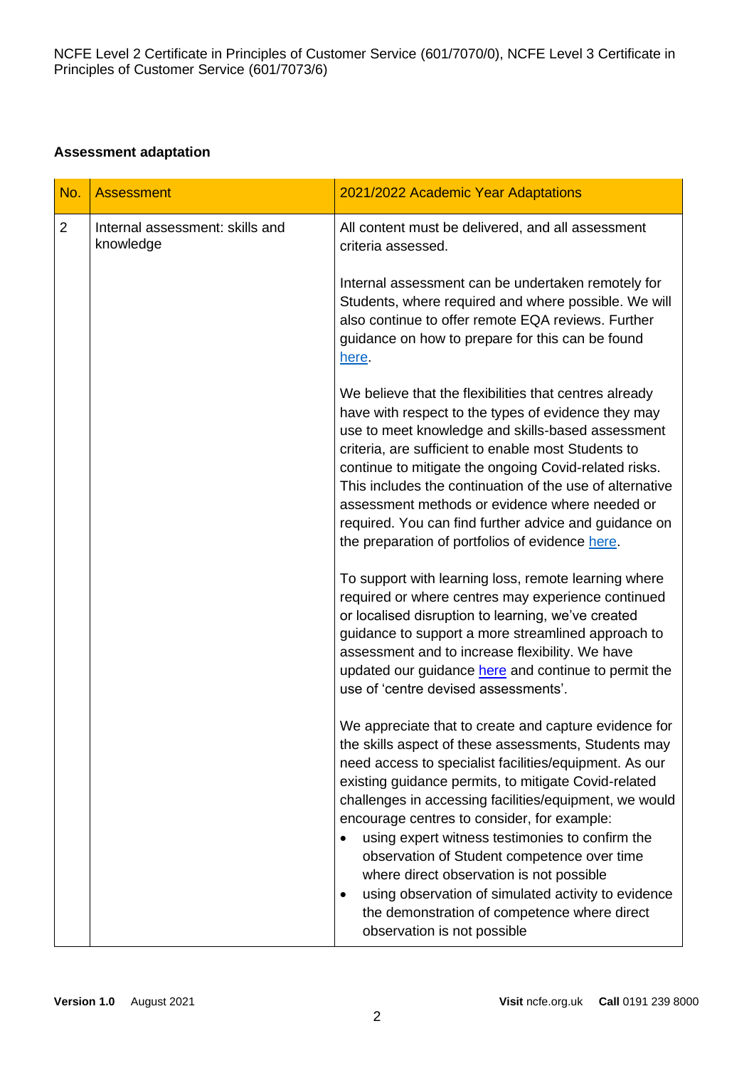## Assessment adaptation

| No. | Assessment | 2021/2022 Academic Year Adaptations |
|---|---|---|
| 2 | Internal assessment: skills and knowledge | All content must be delivered, and all assessment criteria assessed.<br><br>Internal assessment can be undertaken remotely for Students, where required and where possible. We will also continue to offer remote EQA reviews. Further guidance on how to prepare for this can be found here.<br><br>We believe that the flexibilities that centres already have with respect to the types of evidence they may use to meet knowledge and skills-based assessment criteria, are sufficient to enable most Students to continue to mitigate the ongoing Covid-related risks. This includes the continuation of the use of alternative assessment methods or evidence where needed or required. You can find further advice and guidance on the preparation of portfolios of evidence here.<br><br>To support with learning loss, remote learning where required or where centres may experience continued or localised disruption to learning, we've created guidance to support a more streamlined approach to assessment and to increase flexibility. We have updated our guidance here and continue to permit the use of 'centre devised assessments'.<br><br>We appreciate that to create and capture evidence for the skills aspect of these assessments, Students may need access to specialist facilities/equipment. As our existing guidance permits, to mitigate Covid-related challenges in accessing facilities/equipment, we would encourage centres to consider, for example:<br>• using expert witness testimonies to confirm the observation of Student competence over time where direct observation is not possible<br>• using observation of simulated activity to evidence the demonstration of competence where direct observation is not possible |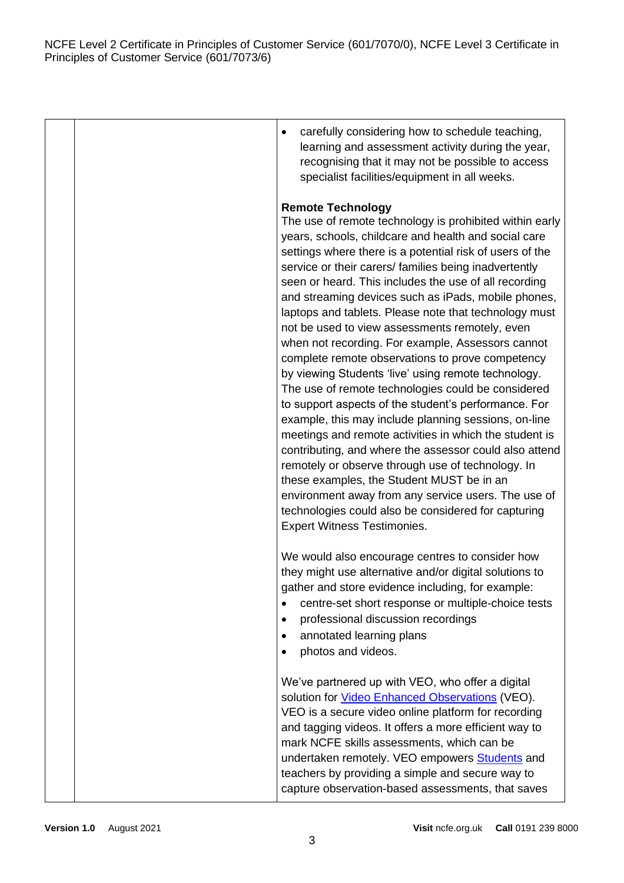| | | <ul><li>carefully considering how to schedule teaching, learning and assessment activity during the year, recognising that it may not be possible to access specialist facilities/equipment in all weeks.</li></ul><br>**Remote Technology**<br>The use of remote technology is prohibited within early years, schools, childcare and health and social care settings where there is a potential risk of users of the service or their carers/ families being inadvertently seen or heard. This includes the use of all recording and streaming devices such as iPads, mobile phones, laptops and tablets. Please note that technology must not be used to view assessments remotely, even when not recording. For example, Assessors cannot complete remote observations to prove competency by viewing Students 'live' using remote technology. The use of remote technologies could be considered to support aspects of the student's performance. For example, this may include planning sessions, on-line meetings and remote activities in which the student is contributing, and where the assessor could also attend remotely or observe through use of technology. In these examples, the Student MUST be in an environment away from any service users. The use of technologies could also be considered for capturing Expert Witness Testimonies.<br><br>We would also encourage centres to consider how they might use alternative and/or digital solutions to gather and store evidence including, for example:<ul><li>centre-set short response or multiple-choice tests</li><li>professional discussion recordings</li><li>annotated learning plans</li><li>photos and videos.</li></ul><br>We've partnered up with VEO, who offer a digital solution for [Video Enhanced Observations]() (VEO). VEO is a secure video online platform for recording and tagging videos. It offers a more efficient way to mark NCFE skills assessments, which can be undertaken remotely. VEO empowers [Students]() and teachers by providing a simple and secure way to capture observation-based assessments, that saves |
|---|---|---|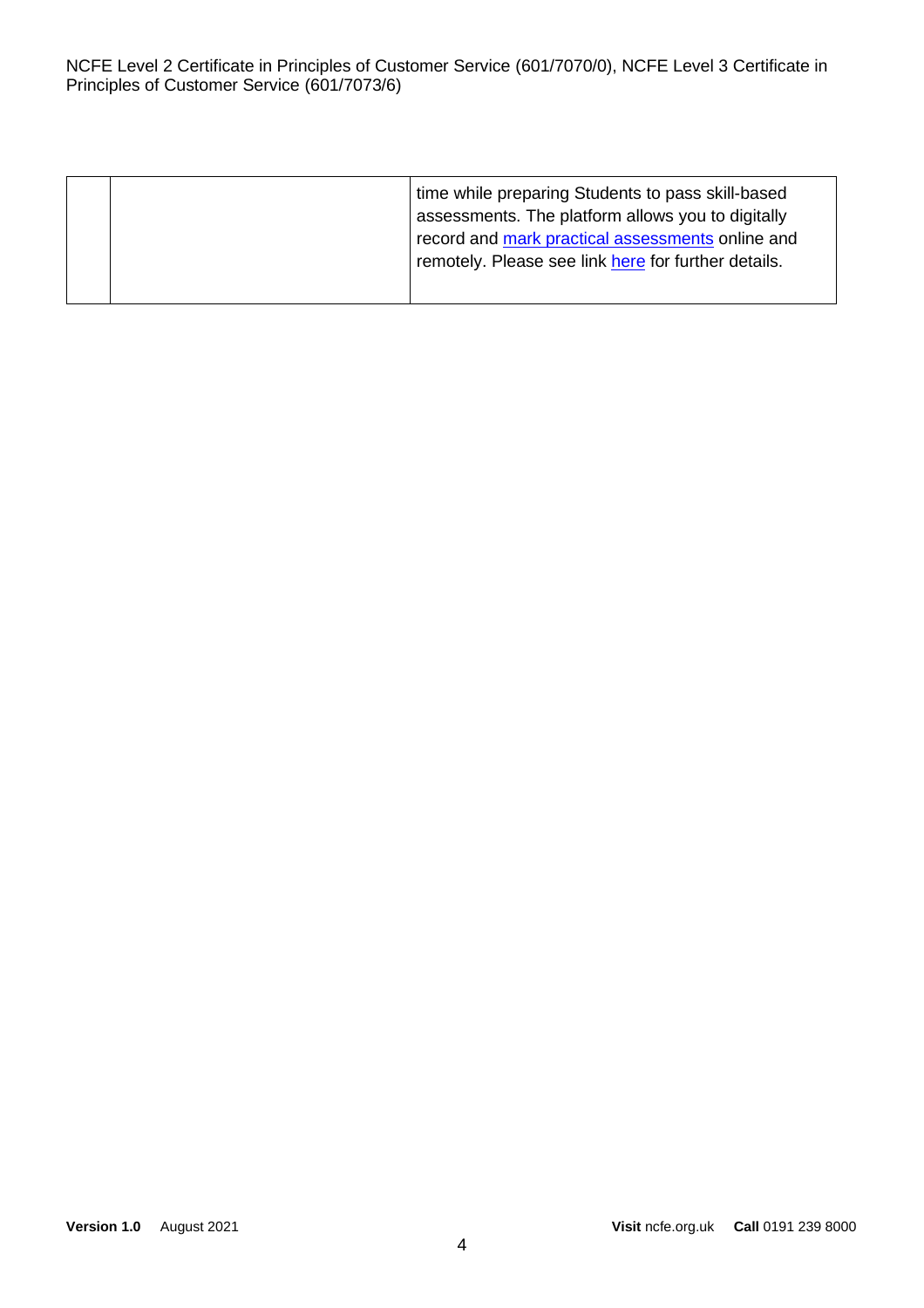|  |  | time while preparing Students to pass skill-based assessments. The platform allows you to digitally record and mark practical assessments online and remotely. Please see link here for further details. |
| --- | --- | --- |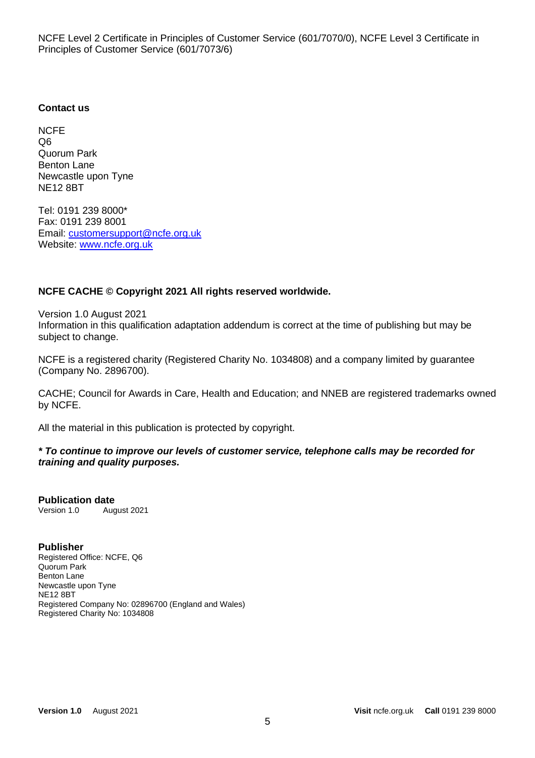**Contact us**

NCFE
Q6
Quorum Park
Benton Lane
Newcastle upon Tyne
NE12 8BT

Tel: 0191 239 8000*
Fax: 0191 239 8001
Email: customersupport@ncfe.org.uk
Website: www.ncfe.org.uk

**NCFE CACHE © Copyright 2021 All rights reserved worldwide.**

Version 1.0 August 2021
Information in this qualification adaptation addendum is correct at the time of publishing but may be subject to change.

NCFE is a registered charity (Registered Charity No. 1034808) and a company limited by guarantee (Company No. 2896700).

CACHE; Council for Awards in Care, Health and Education; and NNEB are registered trademarks owned by NCFE.

All the material in this publication is protected by copyright.

***** ***To continue to improve our levels of customer service, telephone calls may be recorded for training and quality purposes.***

**Publication date**
Version 1.0 August 2021

**Publisher**
Registered Office: NCFE, Q6
Quorum Park
Benton Lane
Newcastle upon Tyne
NE12 8BT
Registered Company No: 02896700 (England and Wales)
Registered Charity No: 1034808